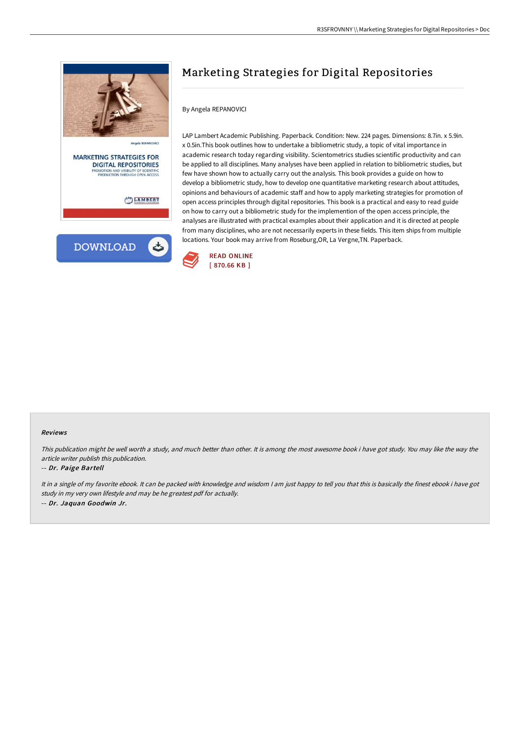# Marketing Strategies for Digital Repositories

By Angela REPANOVICI

LAP Lambert Academic Publishing. Paperback. Condition: New. 224 pages. Dimensions: 8.7in. x 5.9in. x 0.5in.This book outlines how to undertake a bibliometric study, a topic of vital importance in academic research today regarding visibility. Scientometrics studies scientific productivity and can be applied to all disciplines. Many analyses have been applied in relation to bibliometric studies, but few have shown how to actually carry out the analysis. This book provides a guide on how to develop a bibliometric study, how to develop one quantitative marketing research about attitudes, opinions and behaviours of academic staff and how to apply marketing strategies for promotion of open access principles through digital repositories. This book is a practical and easy to read guide on how to carry out a bibliometric study for the implemention of the open access principle, the analyses are illustrated with practical examples about their application and it is directed at people from many disciplines, who are not necessarily experts in these fields. This item ships from multiple locations. Your book may arrive from Roseburg,OR, La Vergne,TN. Paperback.

READ ONLINE
[ 870.66 KB ]

### Reviews

*This publication might be well worth a study, and much better than other. It is among the most awesome book i have got study. You may like the way the article writer publish this publication.*

*-- Dr. Paige Bartell*

*It in a single of my favorite ebook. It can be packed with knowledge and wisdom I am just happy to tell you that this is basically the finest ebook i have got study in my very own lifestyle and may be he greatest pdf for actually.*

*-- Dr. Jaquan Goodwin Jr.*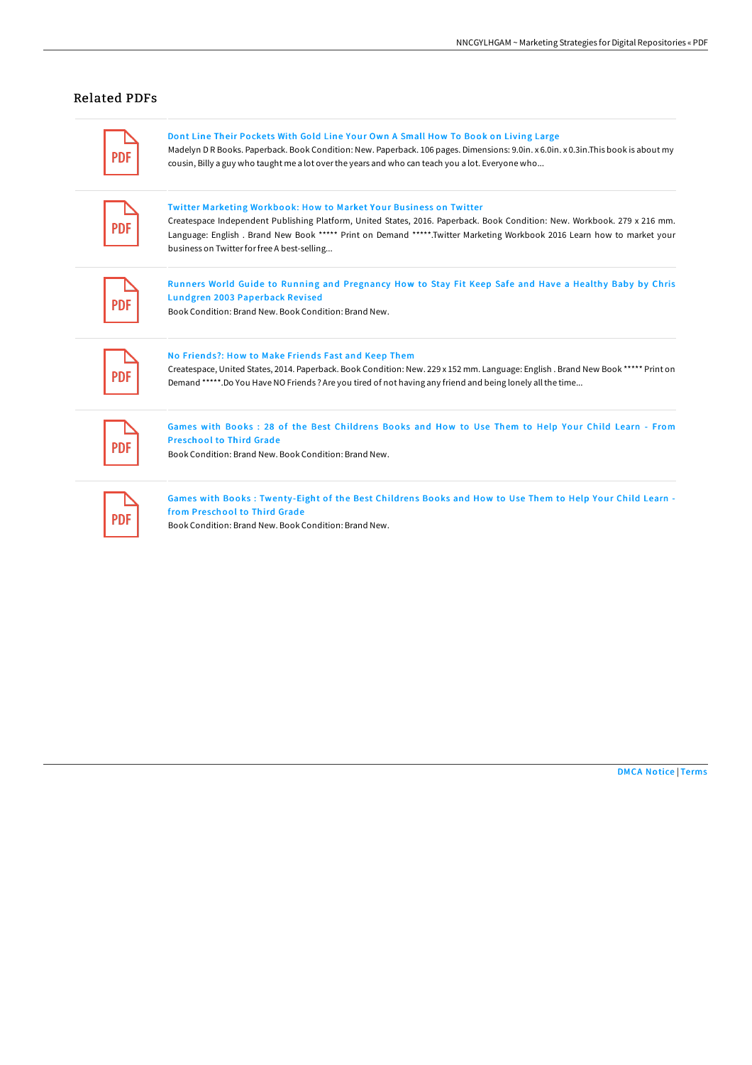## Related PDFs

**Dont Line Their Pockets With Gold Line Your Own A Small How To Book on Living Large**

Madelyn D R Books. Paperback. Book Condition: New. Paperback. 106 pages. Dimensions: 9.0in. x 6.0in. x 0.3in.This book is about my cousin, Billy a guy who taught me a lot over the years and who can teach you a lot. Everyone who...

**Twitter Marketing Workbook: How to Market Your Business on Twitter**

Createspace Independent Publishing Platform, United States, 2016. Paperback. Book Condition: New. Workbook. 279 x 216 mm. Language: English . Brand New Book ***** Print on Demand *****.Twitter Marketing Workbook 2016 Learn how to market your business on Twitter for free A best-selling...

**Runners World Guide to Running and Pregnancy How to Stay Fit Keep Safe and Have a Healthy Baby by Chris Lundgren 2003 Paperback Revised**

Book Condition: Brand New. Book Condition: Brand New.

**No Friends?: How to Make Friends Fast and Keep Them**

Createspace, United States, 2014. Paperback. Book Condition: New. 229 x 152 mm. Language: English . Brand New Book ***** Print on Demand *****.Do You Have NO Friends ? Are you tired of not having any friend and being lonely all the time...

**Games with Books : 28 of the Best Childrens Books and How to Use Them to Help Your Child Learn - From Preschool to Third Grade**

Book Condition: Brand New. Book Condition: Brand New.

**Games with Books : Twenty-Eight of the Best Childrens Books and How to Use Them to Help Your Child Learn - from Preschool to Third Grade**

Book Condition: Brand New. Book Condition: Brand New.